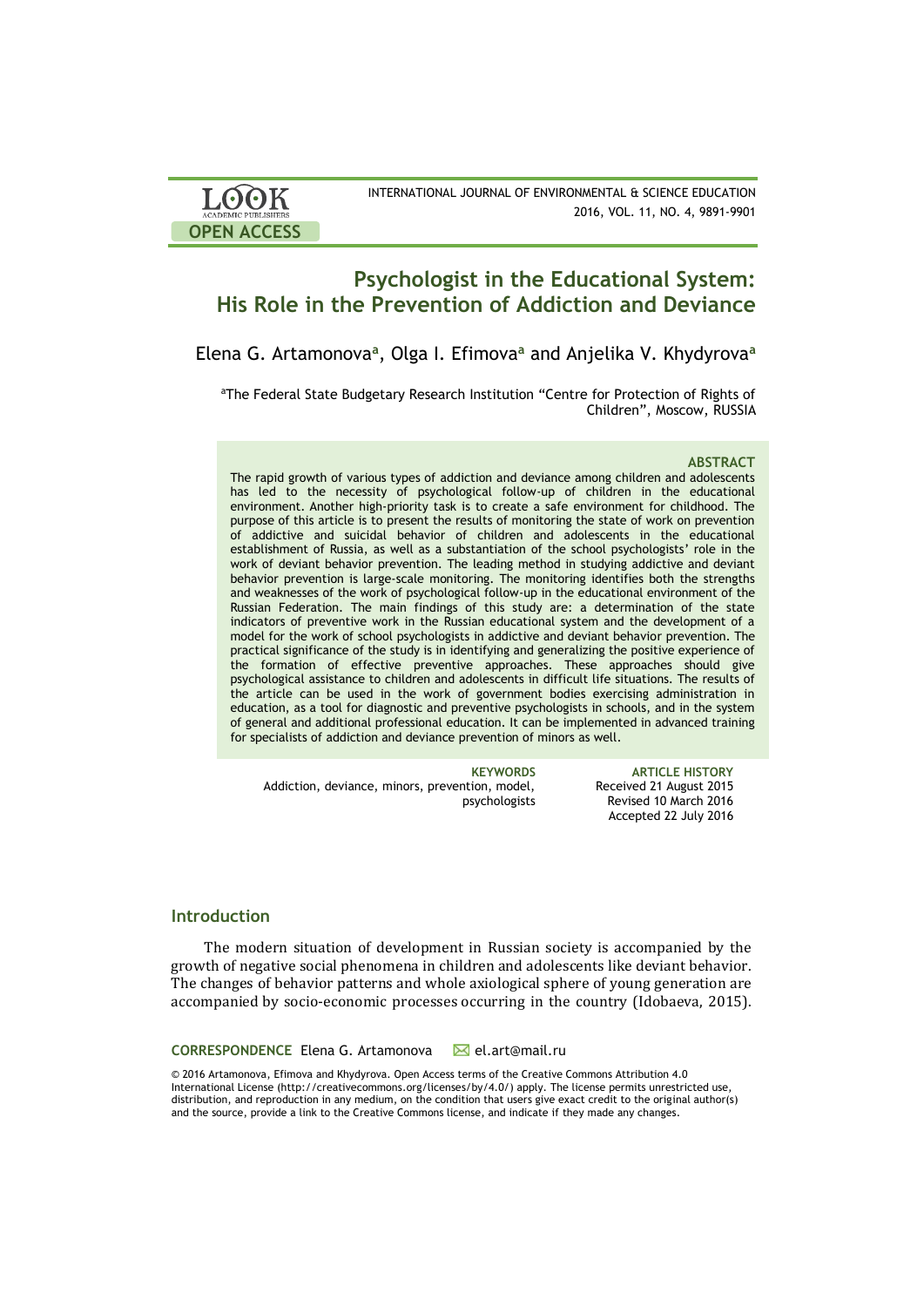# Psychologist in the Educational System: His Role in the Prevention of Addiction and Deviance

Elena G. Artamonova[a], Olga I. Efimova[a] and Anjelika V. Khydyrova[a]

[a]The Federal State Budgetary Research Institution "Centre for Protection of Rights of Children", Moscow, RUSSIA

### ABSTRACT

The rapid growth of various types of addiction and deviance among children and adolescents has led to the necessity of psychological follow-up of children in the educational environment. Another high-priority task is to create a safe environment for childhood. The purpose of this article is to present the results of monitoring the state of work on prevention of addictive and suicidal behavior of children and adolescents in the educational establishment of Russia, as well as a substantiation of the school psychologists' role in the work of deviant behavior prevention. The leading method in studying addictive and deviant behavior prevention is large-scale monitoring. The monitoring identifies both the strengths and weaknesses of the work of psychological follow-up in the educational environment of the Russian Federation. The main findings of this study are: a determination of the state indicators of preventive work in the Russian educational system and the development of a model for the work of school psychologists in addictive and deviant behavior prevention. The practical significance of the study is in identifying and generalizing the positive experience of the formation of effective preventive approaches. These approaches should give psychological assistance to children and adolescents in difficult life situations. The results of the article can be used in the work of government bodies exercising administration in education, as a tool for diagnostic and preventive psychologists in schools, and in the system of general and additional professional education. It can be implemented in advanced training for specialists of addiction and deviance prevention of minors as well.

**KEYWORDS**
Addiction, deviance, minors, prevention, model, psychologists

**ARTICLE HISTORY**
Received 21 August 2015
Revised 10 March 2016
Accepted 22 July 2016

## Introduction

The modern situation of development in Russian society is accompanied by the growth of negative social phenomena in children and adolescents like deviant behavior. The changes of behavior patterns and whole axiological sphere of young generation are accompanied by socio-economic processes occurring in the country (Idobaeva, 2015).

**CORRESPONDENCE** Elena G. Artamonova ✉ el.art@mail.ru

© 2016 Artamonova, Efimova and Khydyrova. Open Access terms of the Creative Commons Attribution 4.0 International License (http://creativecommons.org/licenses/by/4.0/) apply. The license permits unrestricted use, distribution, and reproduction in any medium, on the condition that users give exact credit to the original author(s) and the source, provide a link to the Creative Commons license, and indicate if they made any changes.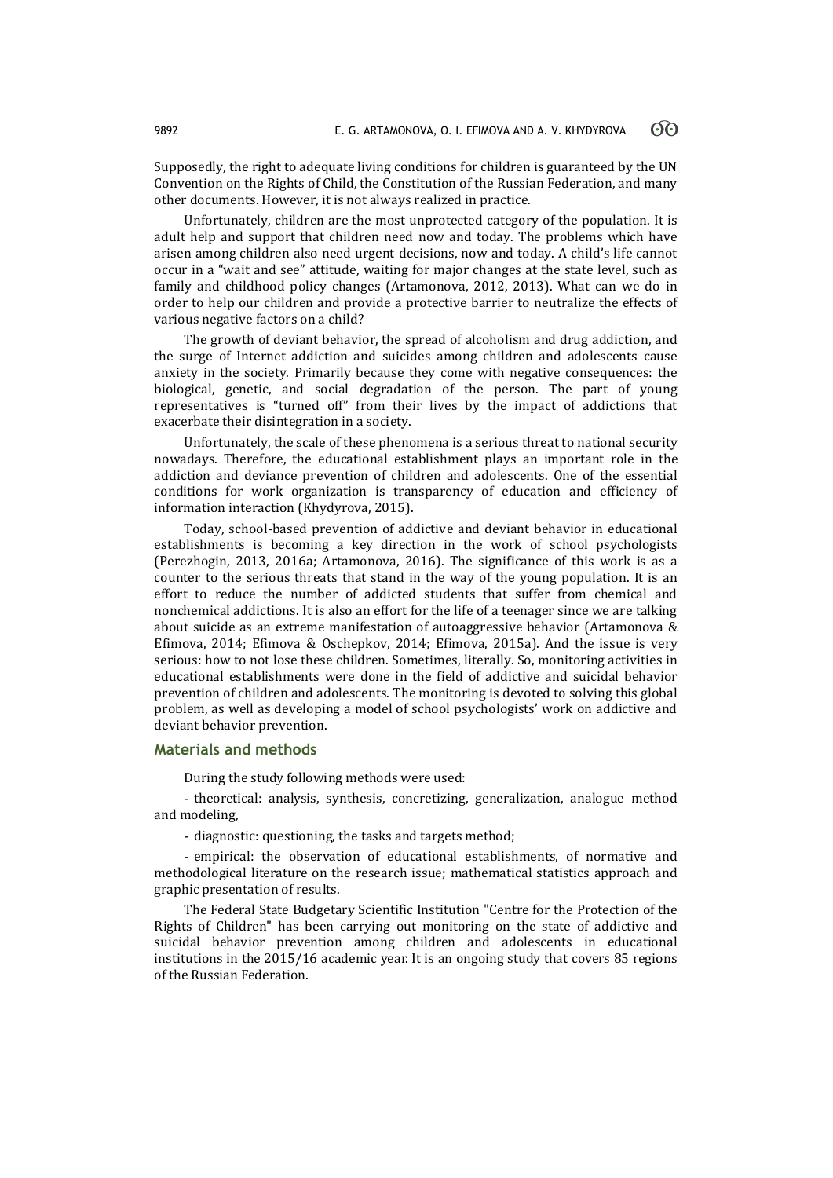Supposedly, the right to adequate living conditions for children is guaranteed by the UN Convention on the Rights of Child, the Constitution of the Russian Federation, and many other documents. However, it is not always realized in practice.

Unfortunately, children are the most unprotected category of the population. It is adult help and support that children need now and today. The problems which have arisen among children also need urgent decisions, now and today. A child's life cannot occur in a "wait and see" attitude, waiting for major changes at the state level, such as family and childhood policy changes (Artamonova, 2012, 2013). What can we do in order to help our children and provide a protective barrier to neutralize the effects of various negative factors on a child?

The growth of deviant behavior, the spread of alcoholism and drug addiction, and the surge of Internet addiction and suicides among children and adolescents cause anxiety in the society. Primarily because they come with negative consequences: the biological, genetic, and social degradation of the person. The part of young representatives is "turned off" from their lives by the impact of addictions that exacerbate their disintegration in a society.

Unfortunately, the scale of these phenomena is a serious threat to national security nowadays. Therefore, the educational establishment plays an important role in the addiction and deviance prevention of children and adolescents. One of the essential conditions for work organization is transparency of education and efficiency of information interaction (Khydyrova, 2015).

Today, school-based prevention of addictive and deviant behavior in educational establishments is becoming a key direction in the work of school psychologists (Perezhogin, 2013, 2016a; Artamonova, 2016). The significance of this work is as a counter to the serious threats that stand in the way of the young population. It is an effort to reduce the number of addicted students that suffer from chemical and nonchemical addictions. It is also an effort for the life of a teenager since we are talking about suicide as an extreme manifestation of autoaggressive behavior (Artamonova & Efimova, 2014; Efimova & Oschepkov, 2014; Efimova, 2015a). And the issue is very serious: how to not lose these children. Sometimes, literally. So, monitoring activities in educational establishments were done in the field of addictive and suicidal behavior prevention of children and adolescents. The monitoring is devoted to solving this global problem, as well as developing a model of school psychologists' work on addictive and deviant behavior prevention.

## Materials and methods

During the study following methods were used:

- theoretical: analysis, synthesis, concretizing, generalization, analogue method and modeling,

- diagnostic: questioning, the tasks and targets method;

- empirical: the observation of educational establishments, of normative and methodological literature on the research issue; mathematical statistics approach and graphic presentation of results.

The Federal State Budgetary Scientific Institution "Centre for the Protection of the Rights of Children" has been carrying out monitoring on the state of addictive and suicidal behavior prevention among children and adolescents in educational institutions in the 2015/16 academic year. It is an ongoing study that covers 85 regions of the Russian Federation.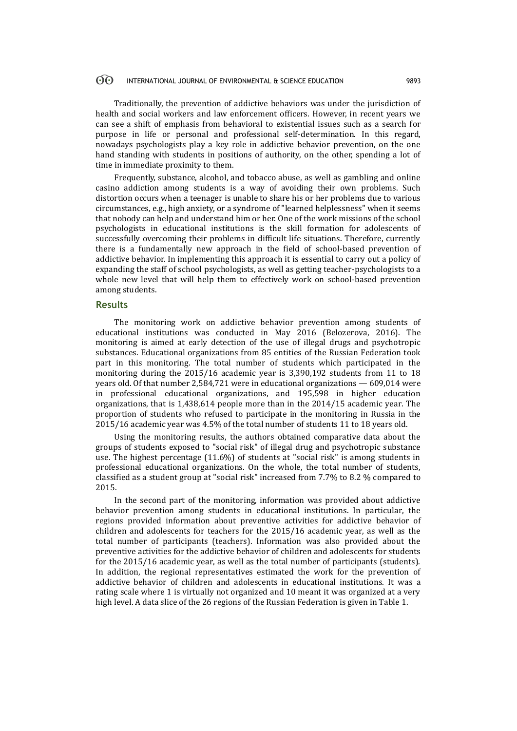Traditionally, the prevention of addictive behaviors was under the jurisdiction of health and social workers and law enforcement officers. However, in recent years we can see a shift of emphasis from behavioral to existential issues such as a search for purpose in life or personal and professional self-determination. In this regard, nowadays psychologists play a key role in addictive behavior prevention, on the one hand standing with students in positions of authority, on the other, spending a lot of time in immediate proximity to them.

Frequently, substance, alcohol, and tobacco abuse, as well as gambling and online casino addiction among students is a way of avoiding their own problems. Such distortion occurs when a teenager is unable to share his or her problems due to various circumstances, e.g., high anxiety, or a syndrome of "learned helplessness" when it seems that nobody can help and understand him or her. One of the work missions of the school psychologists in educational institutions is the skill formation for adolescents of successfully overcoming their problems in difficult life situations. Therefore, currently there is a fundamentally new approach in the field of school-based prevention of addictive behavior. In implementing this approach it is essential to carry out a policy of expanding the staff of school psychologists, as well as getting teacher-psychologists to a whole new level that will help them to effectively work on school-based prevention among students.

## Results

The monitoring work on addictive behavior prevention among students of educational institutions was conducted in May 2016 (Belozerova, 2016). The monitoring is aimed at early detection of the use of illegal drugs and psychotropic substances. Educational organizations from 85 entities of the Russian Federation took part in this monitoring. The total number of students which participated in the monitoring during the 2015/16 academic year is 3,390,192 students from 11 to 18 years old. Of that number 2,584,721 were in educational organizations — 609,014 were in professional educational organizations, and 195,598 in higher education organizations, that is 1,438,614 people more than in the 2014/15 academic year. The proportion of students who refused to participate in the monitoring in Russia in the 2015/16 academic year was 4.5% of the total number of students 11 to 18 years old.

Using the monitoring results, the authors obtained comparative data about the groups of students exposed to "social risk" of illegal drug and psychotropic substance use. The highest percentage (11.6%) of students at "social risk" is among students in professional educational organizations. On the whole, the total number of students, classified as a student group at "social risk" increased from 7.7% to 8.2 % compared to 2015.

In the second part of the monitoring, information was provided about addictive behavior prevention among students in educational institutions. In particular, the regions provided information about preventive activities for addictive behavior of children and adolescents for teachers for the 2015/16 academic year, as well as the total number of participants (teachers). Information was also provided about the preventive activities for the addictive behavior of children and adolescents for students for the 2015/16 academic year, as well as the total number of participants (students). In addition, the regional representatives estimated the work for the prevention of addictive behavior of children and adolescents in educational institutions. It was a rating scale where 1 is virtually not organized and 10 meant it was organized at a very high level. A data slice of the 26 regions of the Russian Federation is given in Table 1.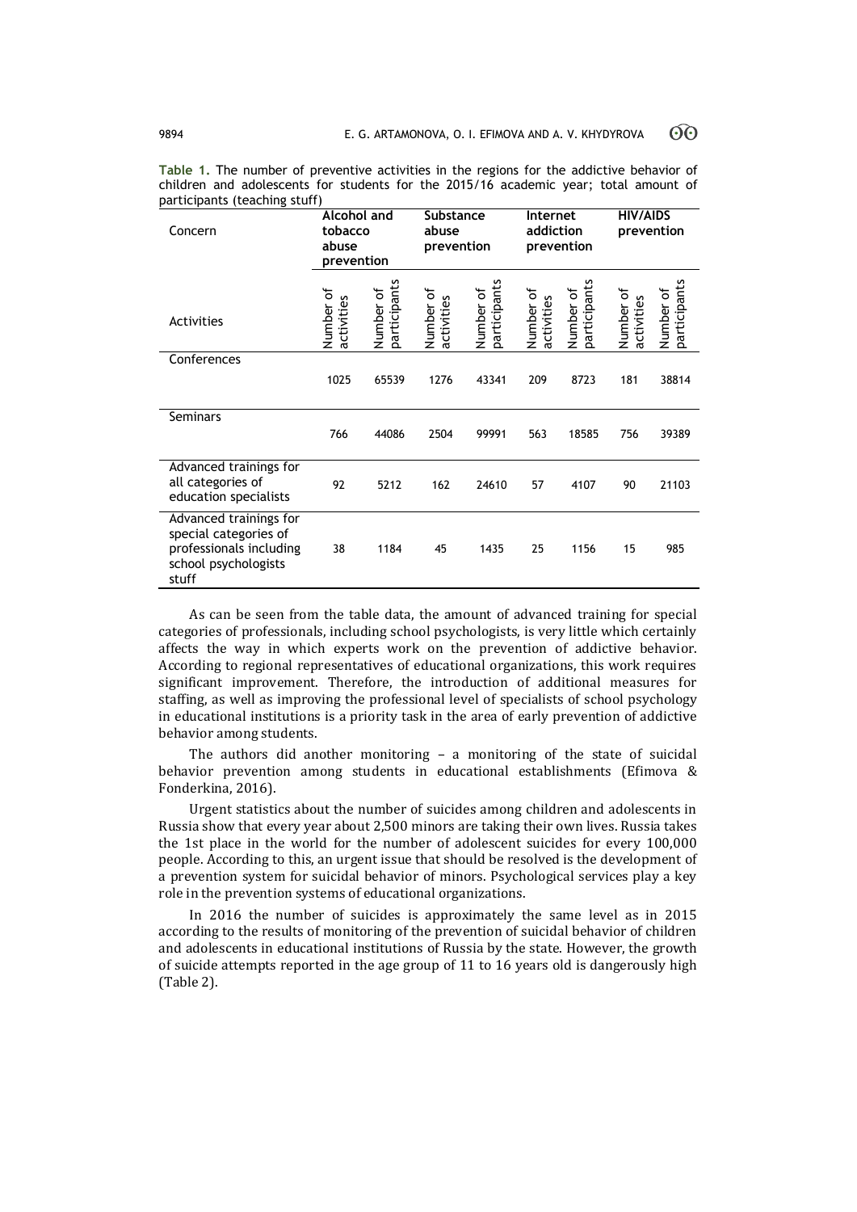**Table 1.** The number of preventive activities in the regions for the addictive behavior of children and adolescents for students for the 2015/16 academic year; total amount of participants (teaching stuff)

| Concern | Alcohol and tobacco abuse prevention | | Substance abuse prevention | | Internet addiction prevention | | HIV/AIDS prevention | |
|---|---|---|---|---|---|---|---|---|
| Activities | Number of activities | Number of participants | Number of activities | Number of participants | Number of activities | Number of participants | Number of activities | Number of participants |
| Conferences | 1025 | 65539 | 1276 | 43341 | 209 | 8723 | 181 | 38814 |
| Seminars | 766 | 44086 | 2504 | 99991 | 563 | 18585 | 756 | 39389 |
| Advanced trainings for all categories of education specialists | 92 | 5212 | 162 | 24610 | 57 | 4107 | 90 | 21103 |
| Advanced trainings for special categories of professionals including school psychologists stuff | 38 | 1184 | 45 | 1435 | 25 | 1156 | 15 | 985 |

As can be seen from the table data, the amount of advanced training for special categories of professionals, including school psychologists, is very little which certainly affects the way in which experts work on the prevention of addictive behavior. According to regional representatives of educational organizations, this work requires significant improvement. Therefore, the introduction of additional measures for staffing, as well as improving the professional level of specialists of school psychology in educational institutions is a priority task in the area of early prevention of addictive behavior among students.

The authors did another monitoring – a monitoring of the state of suicidal behavior prevention among students in educational establishments (Efimova & Fonderkina, 2016).

Urgent statistics about the number of suicides among children and adolescents in Russia show that every year about 2,500 minors are taking their own lives. Russia takes the 1st place in the world for the number of adolescent suicides for every 100,000 people. According to this, an urgent issue that should be resolved is the development of a prevention system for suicidal behavior of minors. Psychological services play a key role in the prevention systems of educational organizations.

In 2016 the number of suicides is approximately the same level as in 2015 according to the results of monitoring of the prevention of suicidal behavior of children and adolescents in educational institutions of Russia by the state. However, the growth of suicide attempts reported in the age group of 11 to 16 years old is dangerously high (Table 2).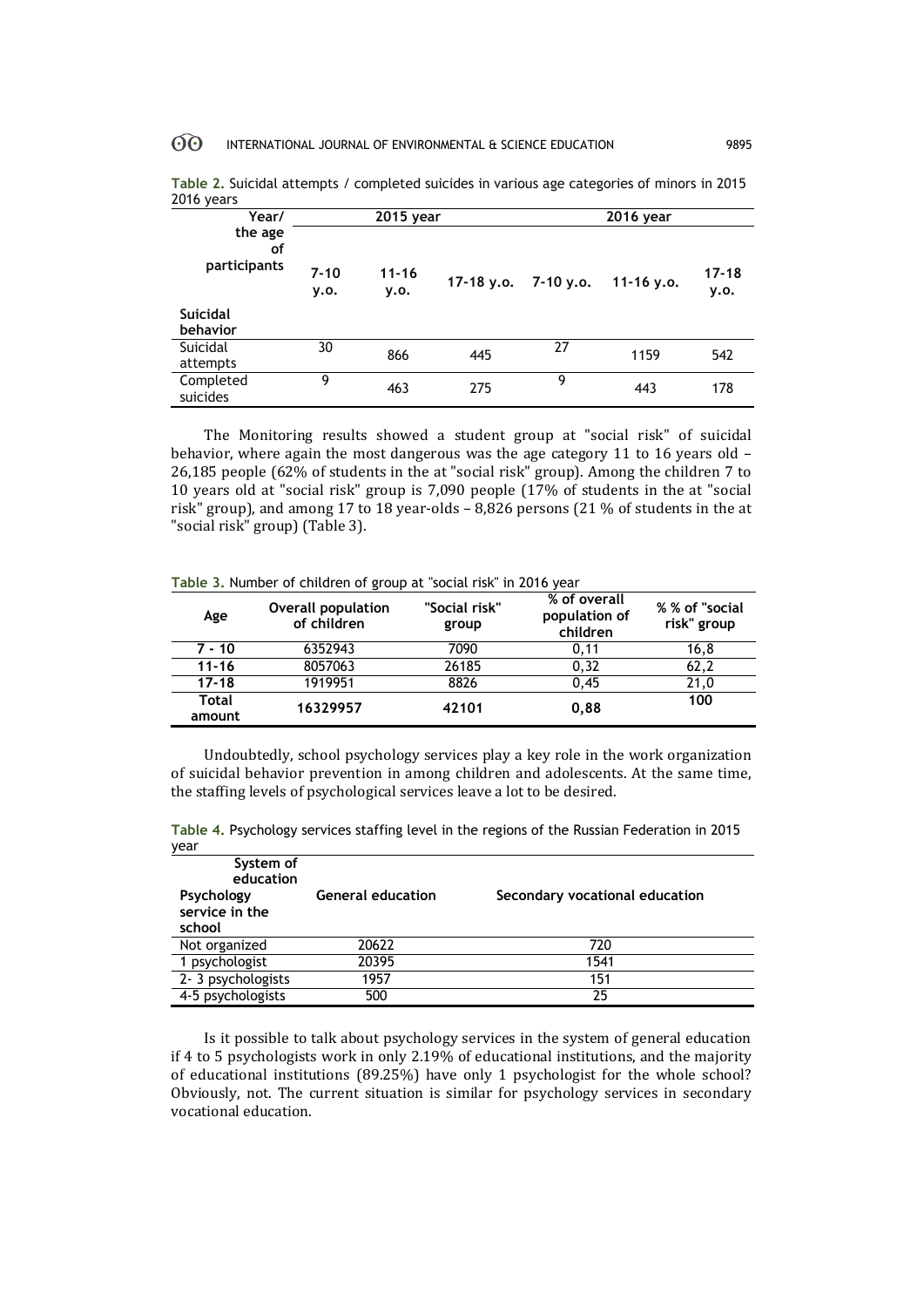**Table 2.** Suicidal attempts / completed suicides in various age categories of minors in 2015 2016 years

| Year/ the age of participants | 2015 year | | | 2016 year | | |
|---|---|---|---|---|---|---|
| Suicidal behavior | 7-10 y.o. | 11-16 y.o. | 17-18 y.o. | 7-10 y.o. | 11-16 y.o. | 17-18 y.o. |
| Suicidal attempts | 30 | 866 | 445 | 27 | 1159 | 542 |
| Completed suicides | 9 | 463 | 275 | 9 | 443 | 178 |

The Monitoring results showed a student group at "social risk" of suicidal behavior, where again the most dangerous was the age category 11 to 16 years old – 26,185 people (62% of students in the at "social risk" group). Among the children 7 to 10 years old at "social risk" group is 7,090 people (17% of students in the at "social risk" group), and among 17 to 18 year-olds – 8,826 persons (21 % of students in the at "social risk" group) (Table 3).

**Table 3.** Number of children of group at "social risk" in 2016 year

| Age | Overall population of children | "Social risk" group | % of overall population of children | % % of "social risk" group |
|---|---|---|---|---|
| 7 - 10 | 6352943 | 7090 | 0,11 | 16,8 |
| 11-16 | 8057063 | 26185 | 0,32 | 62,2 |
| 17-18 | 1919951 | 8826 | 0,45 | 21,0 |
| **Total amount** | **16329957** | **42101** | **0,88** | **100** |

Undoubtedly, school psychology services play a key role in the work organization of suicidal behavior prevention in among children and adolescents. At the same time, the staffing levels of psychological services leave a lot to be desired.

**Table 4.** Psychology services staffing level in the regions of the Russian Federation in 2015 year

| System of education / Psychology service in the school | General education | Secondary vocational education |
|---|---|---|
| Not organized | 20622 | 720 |
| 1 psychologist | 20395 | 1541 |
| 2- 3 psychologists | 1957 | 151 |
| 4-5 psychologists | 500 | 25 |

Is it possible to talk about psychology services in the system of general education if 4 to 5 psychologists work in only 2.19% of educational institutions, and the majority of educational institutions (89.25%) have only 1 psychologist for the whole school? Obviously, not. The current situation is similar for psychology services in secondary vocational education.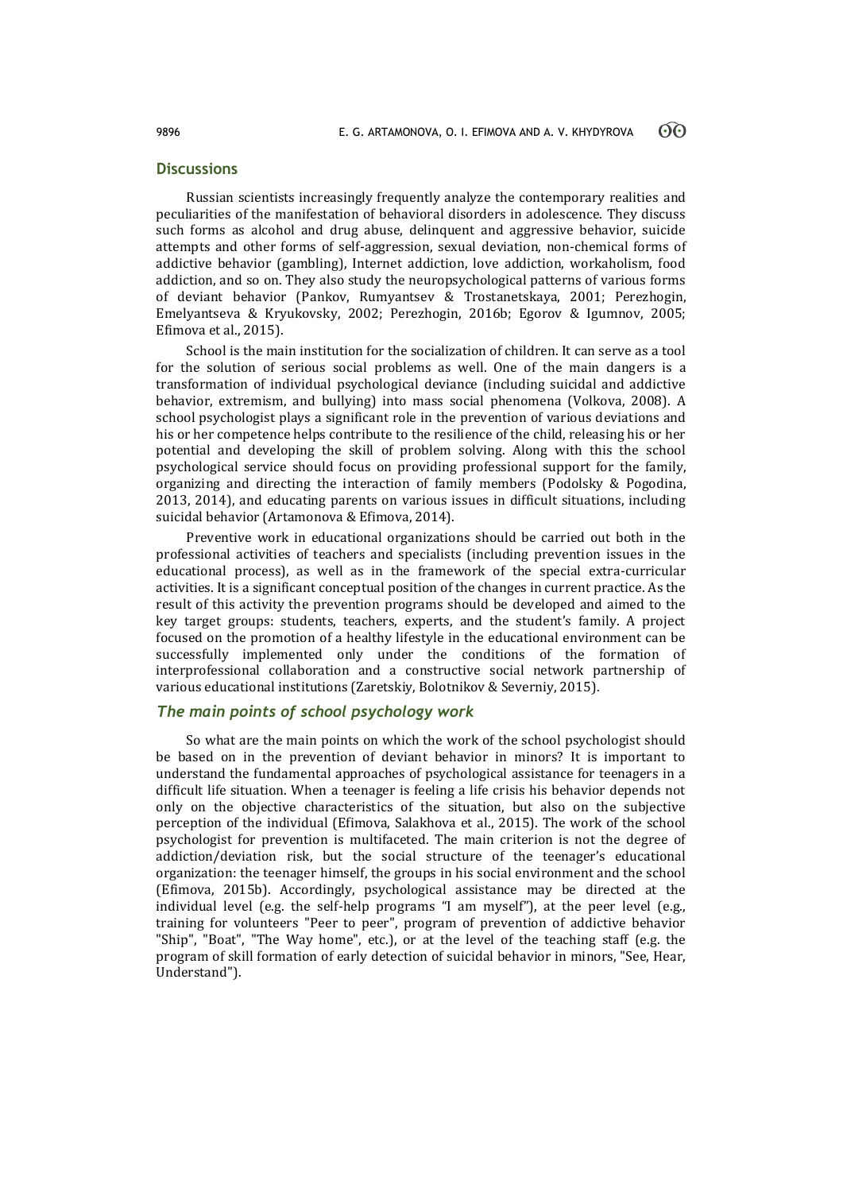## Discussions

Russian scientists increasingly frequently analyze the contemporary realities and peculiarities of the manifestation of behavioral disorders in adolescence. They discuss such forms as alcohol and drug abuse, delinquent and aggressive behavior, suicide attempts and other forms of self-aggression, sexual deviation, non-chemical forms of addictive behavior (gambling), Internet addiction, love addiction, workaholism, food addiction, and so on. They also study the neuropsychological patterns of various forms of deviant behavior (Pankov, Rumyantsev & Trostanetskaya, 2001; Perezhogin, Emelyantseva & Kryukovsky, 2002; Perezhogin, 2016b; Egorov & Igumnov, 2005; Efimova et al., 2015).

School is the main institution for the socialization of children. It can serve as a tool for the solution of serious social problems as well. One of the main dangers is a transformation of individual psychological deviance (including suicidal and addictive behavior, extremism, and bullying) into mass social phenomena (Volkova, 2008). A school psychologist plays a significant role in the prevention of various deviations and his or her competence helps contribute to the resilience of the child, releasing his or her potential and developing the skill of problem solving. Along with this the school psychological service should focus on providing professional support for the family, organizing and directing the interaction of family members (Podolsky & Pogodina, 2013, 2014), and educating parents on various issues in difficult situations, including suicidal behavior (Artamonova & Efimova, 2014).

Preventive work in educational organizations should be carried out both in the professional activities of teachers and specialists (including prevention issues in the educational process), as well as in the framework of the special extra-curricular activities. It is a significant conceptual position of the changes in current practice. As the result of this activity the prevention programs should be developed and aimed to the key target groups: students, teachers, experts, and the student's family. A project focused on the promotion of a healthy lifestyle in the educational environment can be successfully implemented only under the conditions of the formation of interprofessional collaboration and a constructive social network partnership of various educational institutions (Zaretskiy, Bolotnikov & Severniy, 2015).

### *The main points of school psychology work*

So what are the main points on which the work of the school psychologist should be based on in the prevention of deviant behavior in minors? It is important to understand the fundamental approaches of psychological assistance for teenagers in a difficult life situation. When a teenager is feeling a life crisis his behavior depends not only on the objective characteristics of the situation, but also on the subjective perception of the individual (Efimova, Salakhova et al., 2015). The work of the school psychologist for prevention is multifaceted. The main criterion is not the degree of addiction/deviation risk, but the social structure of the teenager's educational organization: the teenager himself, the groups in his social environment and the school (Efimova, 2015b). Accordingly, psychological assistance may be directed at the individual level (e.g. the self-help programs "I am myself"), at the peer level (e.g., training for volunteers "Peer to peer", program of prevention of addictive behavior "Ship", "Boat", "The Way home", etc.), or at the level of the teaching staff (e.g. the program of skill formation of early detection of suicidal behavior in minors, "See, Hear, Understand").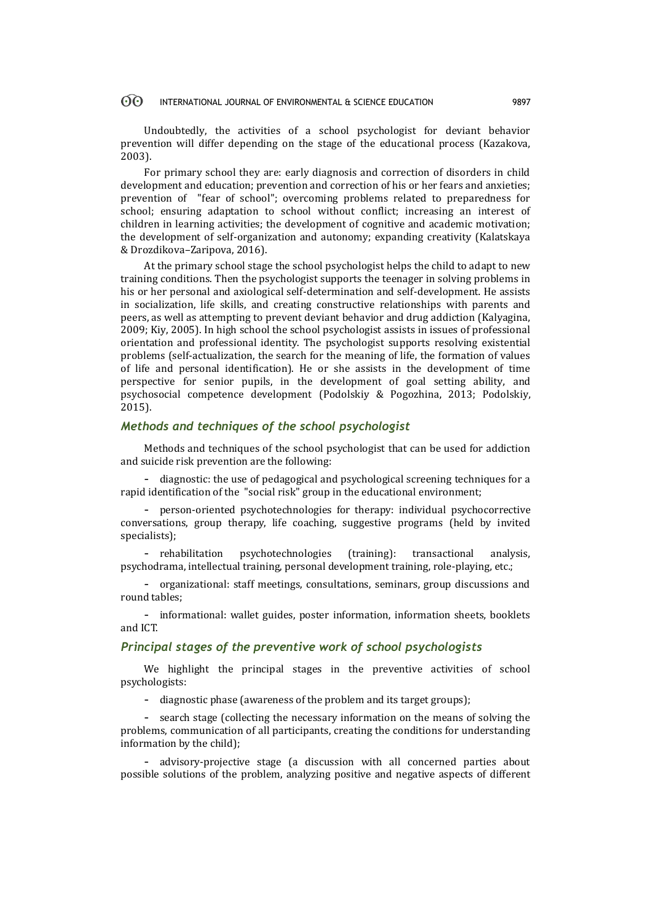Undoubtedly, the activities of a school psychologist for deviant behavior prevention will differ depending on the stage of the educational process (Kazakova, 2003).

For primary school they are: early diagnosis and correction of disorders in child development and education; prevention and correction of his or her fears and anxieties; prevention of "fear of school"; overcoming problems related to preparedness for school; ensuring adaptation to school without conflict; increasing an interest of children in learning activities; the development of cognitive and academic motivation; the development of self-organization and autonomy; expanding creativity (Kalatskaya & Drozdikova–Zaripova, 2016).

At the primary school stage the school psychologist helps the child to adapt to new training conditions. Then the psychologist supports the teenager in solving problems in his or her personal and axiological self-determination and self-development. He assists in socialization, life skills, and creating constructive relationships with parents and peers, as well as attempting to prevent deviant behavior and drug addiction (Kalyagina, 2009; Kiy, 2005). In high school the school psychologist assists in issues of professional orientation and professional identity. The psychologist supports resolving existential problems (self-actualization, the search for the meaning of life, the formation of values of life and personal identification). He or she assists in the development of time perspective for senior pupils, in the development of goal setting ability, and psychosocial competence development (Podolskiy & Pogozhina, 2013; Podolskiy, 2015).

### *Methods and techniques of the school psychologist*

Methods and techniques of the school psychologist that can be used for addiction and suicide risk prevention are the following:

- diagnostic: the use of pedagogical and psychological screening techniques for a rapid identification of the "social risk" group in the educational environment;
- person-oriented psychotechnologies for therapy: individual psychocorrective conversations, group therapy, life coaching, suggestive programs (held by invited specialists);
- rehabilitation psychotechnologies (training): transactional analysis, psychodrama, intellectual training, personal development training, role-playing, etc.;
- organizational: staff meetings, consultations, seminars, group discussions and round tables;
- informational: wallet guides, poster information, information sheets, booklets and ICT.

### *Principal stages of the preventive work of school psychologists*

We highlight the principal stages in the preventive activities of school psychologists:

- diagnostic phase (awareness of the problem and its target groups);
- search stage (collecting the necessary information on the means of solving the problems, communication of all participants, creating the conditions for understanding information by the child);
- advisory-projective stage (a discussion with all concerned parties about possible solutions of the problem, analyzing positive and negative aspects of different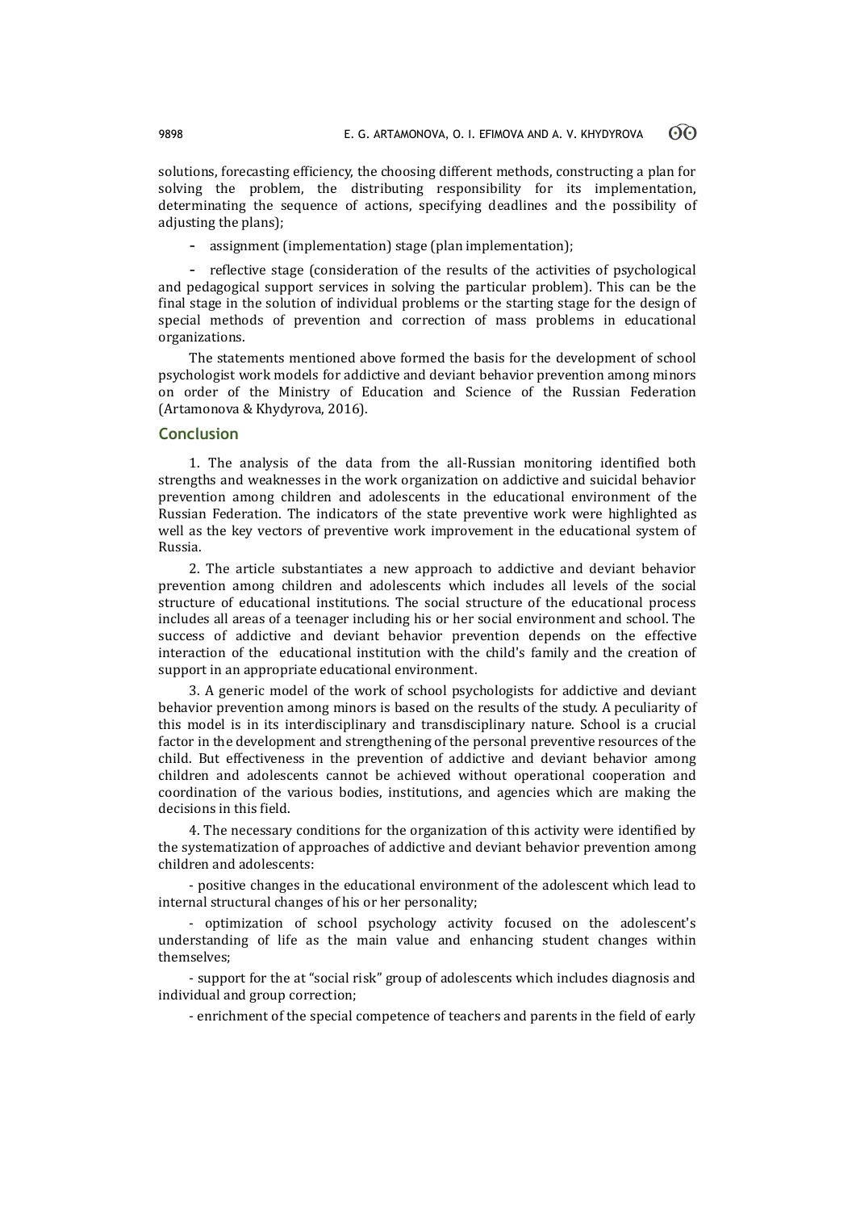solutions, forecasting efficiency, the choosing different methods, constructing a plan for solving the problem, the distributing responsibility for its implementation, determinating the sequence of actions, specifying deadlines and the possibility of adjusting the plans);

- assignment (implementation) stage (plan implementation);
- reflective stage (consideration of the results of the activities of psychological and pedagogical support services in solving the particular problem). This can be the final stage in the solution of individual problems or the starting stage for the design of special methods of prevention and correction of mass problems in educational organizations.

The statements mentioned above formed the basis for the development of school psychologist work models for addictive and deviant behavior prevention among minors on order of the Ministry of Education and Science of the Russian Federation (Artamonova & Khydyrova, 2016).

## Conclusion

1. The analysis of the data from the all-Russian monitoring identified both strengths and weaknesses in the work organization on addictive and suicidal behavior prevention among children and adolescents in the educational environment of the Russian Federation. The indicators of the state preventive work were highlighted as well as the key vectors of preventive work improvement in the educational system of Russia.

2. The article substantiates a new approach to addictive and deviant behavior prevention among children and adolescents which includes all levels of the social structure of educational institutions. The social structure of the educational process includes all areas of a teenager including his or her social environment and school. The success of addictive and deviant behavior prevention depends on the effective interaction of the educational institution with the child's family and the creation of support in an appropriate educational environment.

3. A generic model of the work of school psychologists for addictive and deviant behavior prevention among minors is based on the results of the study. A peculiarity of this model is in its interdisciplinary and transdisciplinary nature. School is a crucial factor in the development and strengthening of the personal preventive resources of the child. But effectiveness in the prevention of addictive and deviant behavior among children and adolescents cannot be achieved without operational cooperation and coordination of the various bodies, institutions, and agencies which are making the decisions in this field.

4. The necessary conditions for the organization of this activity were identified by the systematization of approaches of addictive and deviant behavior prevention among children and adolescents:

- positive changes in the educational environment of the adolescent which lead to internal structural changes of his or her personality;
- optimization of school psychology activity focused on the adolescent's understanding of life as the main value and enhancing student changes within themselves;
- support for the at "social risk" group of adolescents which includes diagnosis and individual and group correction;
- enrichment of the special competence of teachers and parents in the field of early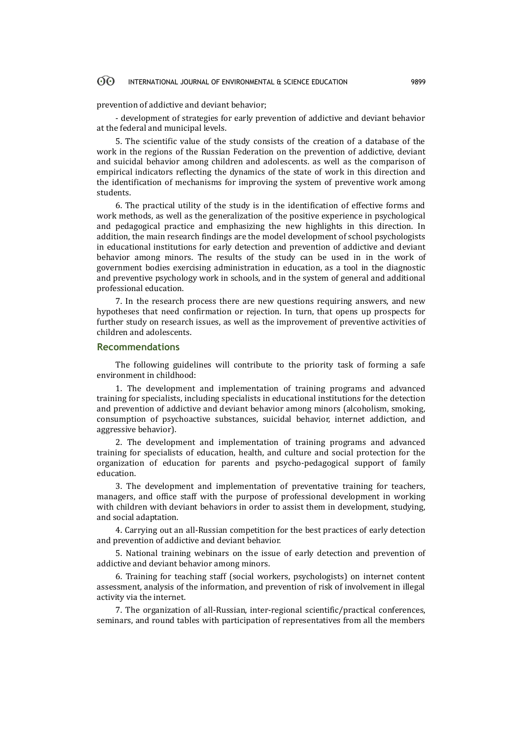prevention of addictive and deviant behavior;

- development of strategies for early prevention of addictive and deviant behavior at the federal and municipal levels.

5. The scientific value of the study consists of the creation of a database of the work in the regions of the Russian Federation on the prevention of addictive, deviant and suicidal behavior among children and adolescents. as well as the comparison of empirical indicators reflecting the dynamics of the state of work in this direction and the identification of mechanisms for improving the system of preventive work among students.

6. The practical utility of the study is in the identification of effective forms and work methods, as well as the generalization of the positive experience in psychological and pedagogical practice and emphasizing the new highlights in this direction. In addition, the main research findings are the model development of school psychologists in educational institutions for early detection and prevention of addictive and deviant behavior among minors. The results of the study can be used in in the work of government bodies exercising administration in education, as a tool in the diagnostic and preventive psychology work in schools, and in the system of general and additional professional education.

7. In the research process there are new questions requiring answers, and new hypotheses that need confirmation or rejection. In turn, that opens up prospects for further study on research issues, as well as the improvement of preventive activities of children and adolescents.

## Recommendations

The following guidelines will contribute to the priority task of forming a safe environment in childhood:

1. The development and implementation of training programs and advanced training for specialists, including specialists in educational institutions for the detection and prevention of addictive and deviant behavior among minors (alcoholism, smoking, consumption of psychoactive substances, suicidal behavior, internet addiction, and aggressive behavior).

2. The development and implementation of training programs and advanced training for specialists of education, health, and culture and social protection for the organization of education for parents and psycho-pedagogical support of family education.

3. The development and implementation of preventative training for teachers, managers, and office staff with the purpose of professional development in working with children with deviant behaviors in order to assist them in development, studying, and social adaptation.

4. Carrying out an all-Russian competition for the best practices of early detection and prevention of addictive and deviant behavior.

5. National training webinars on the issue of early detection and prevention of addictive and deviant behavior among minors.

6. Training for teaching staff (social workers, psychologists) on internet content assessment, analysis of the information, and prevention of risk of involvement in illegal activity via the internet.

7. The organization of all-Russian, inter-regional scientific/practical conferences, seminars, and round tables with participation of representatives from all the members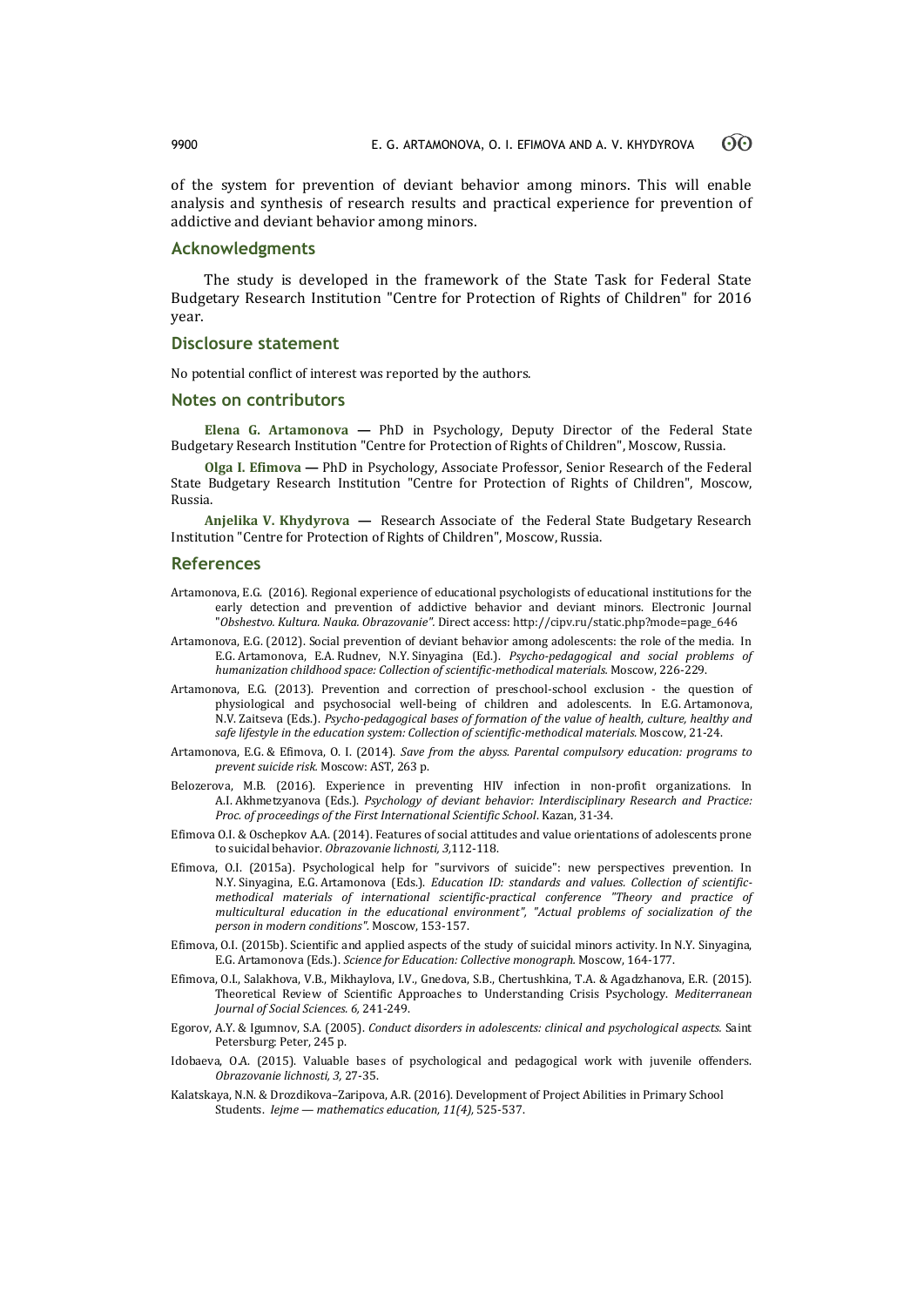of the system for prevention of deviant behavior among minors. This will enable analysis and synthesis of research results and practical experience for prevention of addictive and deviant behavior among minors.

## Acknowledgments

The study is developed in the framework of the State Task for Federal State Budgetary Research Institution "Centre for Protection of Rights of Children" for 2016 year.

## Disclosure statement

No potential conflict of interest was reported by the authors.

## Notes on contributors

**Elena G. Artamonova —** PhD in Psychology, Deputy Director of the Federal State Budgetary Research Institution "Centre for Protection of Rights of Children", Moscow, Russia.

**Olga I. Efimova —** PhD in Psychology, Associate Professor, Senior Research of the Federal State Budgetary Research Institution "Centre for Protection of Rights of Children", Moscow, Russia.

**Anjelika V. Khydyrova —** Research Associate of the Federal State Budgetary Research Institution "Centre for Protection of Rights of Children", Moscow, Russia.

## References

Artamonova, E.G. (2016). Regional experience of educational psychologists of educational institutions for the early detection and prevention of addictive behavior and deviant minors. Electronic Journal "*Obshestvo. Kultura. Nauka. Obrazovanie"*. Direct access: http://cipv.ru/static.php?mode=page_646

Artamonova, E.G. (2012). Social prevention of deviant behavior among adolescents: the role of the media. In E.G. Artamonova, E.A. Rudnev, N.Y. Sinyagina (Ed.). *Psycho-pedagogical and social problems of humanization childhood space: Collection of scientific-methodical materials.* Moscow, 226-229.

Artamonova, E.G. (2013). Prevention and correction of preschool-school exclusion - the question of physiological and psychosocial well-being of children and adolescents. In E.G. Artamonova, N.V. Zaitseva (Eds.). *Psycho-pedagogical bases of formation of the value of health, culture, healthy and safe lifestyle in the education system: Collection of scientific-methodical materials.* Moscow, 21-24.

Artamonova, E.G. & Efimova, O. I. (2014). *Save from the abyss. Parental compulsory education: programs to prevent suicide risk.* Moscow: AST, 263 p.

Belozerova, M.B. (2016). Experience in preventing HIV infection in non-profit organizations. In A.I. Akhmetzyanova (Eds.). *Psychology of deviant behavior: Interdisciplinary Research and Practice: Proc. of proceedings of the First International Scientific School*. Kazan, 31-34.

Efimova O.I. & Oschepkov A.A. (2014). Features of social attitudes and value orientations of adolescents prone to suicidal behavior. *Obrazovanie lichnosti, 3,*112-118.

Efimova, O.I. (2015a). Psychological help for "survivors of suicide": new perspectives prevention. In N.Y. Sinyagina, E.G. Artamonova (Eds.). *Education ID: standards and values. Collection of scientific-methodical materials of international scientific-practical conference "Theory and practice of multicultural education in the educational environment", "Actual problems of socialization of the person in modern conditions".* Moscow, 153-157.

Efimova, O.I. (2015b). Scientific and applied aspects of the study of suicidal minors activity. In N.Y. Sinyagina, E.G. Artamonova (Eds.). *Science for Education: Collective monograph.* Moscow, 164-177.

Efimova, O.I., Salakhova, V.B., Mikhaylova, I.V., Gnedova, S.B., Chertushkina, T.A. & Agadzhanova, E.R. (2015). Theoretical Review of Scientific Approaches to Understanding Crisis Psychology. *Mediterranean Journal of Social Sciences. 6,* 241-249.

Egorov, A.Y. & Igumnov, S.A. (2005). *Conduct disorders in adolescents: clinical and psychological aspects.* Saint Petersburg: Peter, 245 p.

Idobaeva, O.A. (2015). Valuable bases of psychological and pedagogical work with juvenile offenders. *Obrazovanie lichnosti, 3,* 27-35.

Kalatskaya, N.N. & Drozdikova–Zaripova, A.R. (2016). Development of Project Abilities in Primary School Students. *Iejme — mathematics education, 11(4),* 525-537.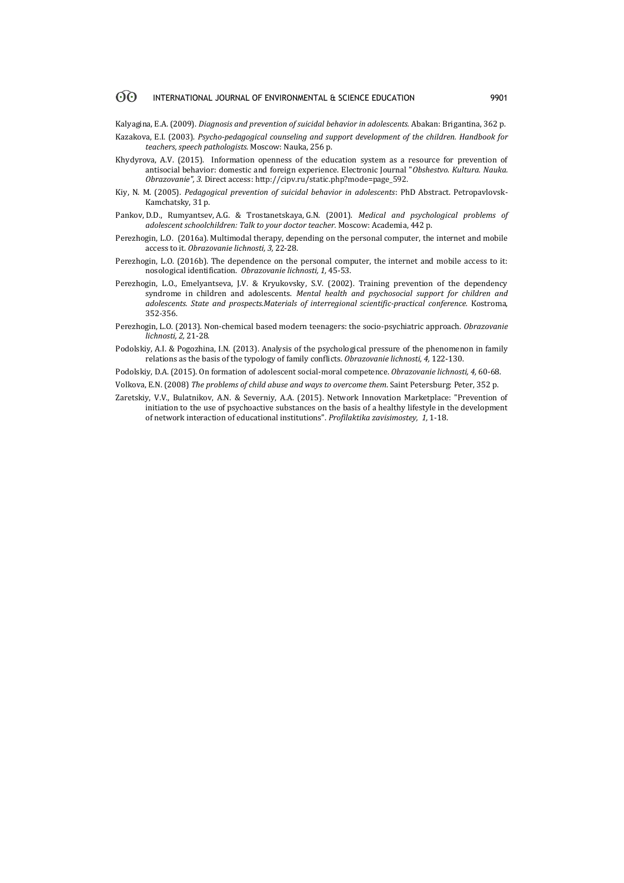Kalyagina, E.A. (2009). *Diagnosis and prevention of suicidal behavior in adolescents*. Abakan: Brigantina, 362 p.

Kazakova, E.I. (2003). *Psycho-pedagogical counseling and support development of the children. Handbook for teachers, speech pathologists*. Moscow: Nauka, 256 p.

Khydyrova, A.V. (2015). Information openness of the education system as a resource for prevention of antisocial behavior: domestic and foreign experience. Electronic Journal "*Obshestvo. Kultura. Nauka. Obrazovanie", 3*. Direct access: http://cipv.ru/static.php?mode=page_592.

Kiy, N. M. (2005). *Pedagogical prevention of suicidal behavior in adolescents*: PhD Abstract. Petropavlovsk-Kamchatsky, 31 p.

Pankov, D.D., Rumyantsev, A.G. & Trostanetskaya, G.N. (2001). *Medical and psychological problems of adolescent schoolchildren: Talk to your doctor teacher*. Moscow: Academia, 442 p.

Perezhogin, L.O. (2016a). Multimodal therapy, depending on the personal computer, the internet and mobile access to it. *Obrazovanie lichnosti, 3,* 22-28.

Perezhogin, L.O. (2016b). The dependence on the personal computer, the internet and mobile access to it: nosological identification. *Obrazovanie lichnosti, 1*, 45-53.

Perezhogin, L.O., Emelyantseva, J.V. & Kryukovsky, S.V. (2002). Training prevention of the dependency syndrome in children and adolescents. *Mental health and psychosocial support for children and adolescents. State and prospects.Materials of interregional scientific-practical conference*. Kostroma, 352-356.

Perezhogin, L.O. (2013). Non-chemical based modern teenagers: the socio-psychiatric approach. *Obrazovanie lichnosti, 2,* 21-28.

Podolskiy, A.I. & Pogozhina, I.N. (2013). Analysis of the psychological pressure of the phenomenon in family relations as the basis of the typology of family conflicts. *Obrazovanie lichnosti, 4,* 122-130.

Podolskiy, D.A. (2015). On formation of adolescent social-moral competence. *Obrazovanie lichnosti, 4,* 60-68.

Volkova, E.N. (2008) *The problems of child abuse and ways to overcome them*. Saint Petersburg: Peter, 352 p.

Zaretskiy, V.V., Bulatnikov, A.N. & Severniy, A.A. (2015). Network Innovation Marketplace: "Prevention of initiation to the use of psychoactive substances on the basis of a healthy lifestyle in the development of network interaction of educational institutions". *Profilaktika zavisimostey, 1*, 1-18.